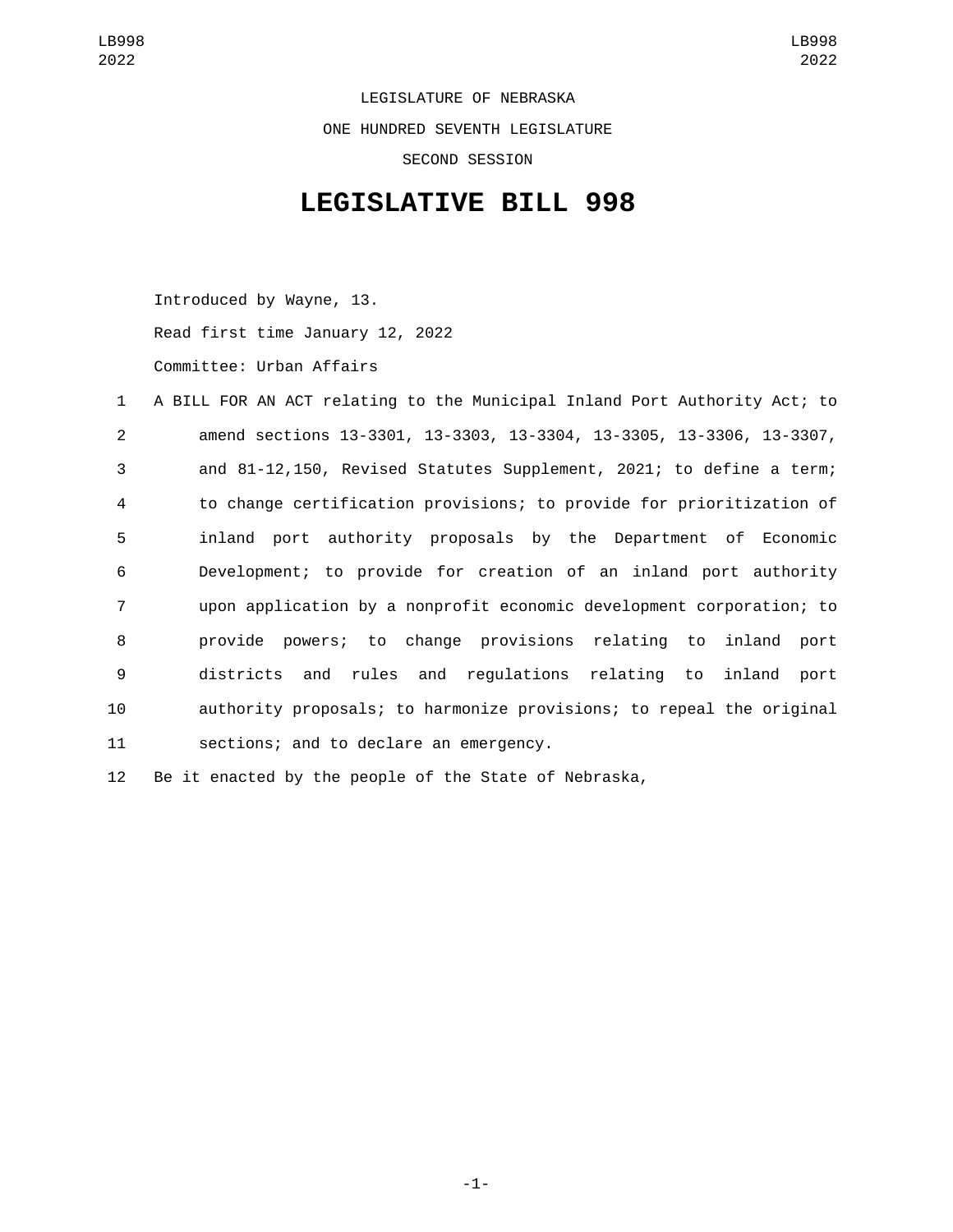LEGISLATURE OF NEBRASKA

ONE HUNDRED SEVENTH LEGISLATURE

SECOND SESSION

# LEGISLATIVE BILL 998

Introduced by Wayne, 13.

Read first time January 12, 2022

Committee: Urban Affairs

A BILL FOR AN ACT relating to the Municipal Inland Port Authority Act; to amend sections 13-3301, 13-3303, 13-3304, 13-3305, 13-3306, 13-3307, and 81-12,150, Revised Statutes Supplement, 2021; to define a term; to change certification provisions; to provide for prioritization of inland port authority proposals by the Department of Economic Development; to provide for creation of an inland port authority upon application by a nonprofit economic development corporation; to provide powers; to change provisions relating to inland port districts and rules and regulations relating to inland port authority proposals; to harmonize provisions; to repeal the original sections; and to declare an emergency.

Be it enacted by the people of the State of Nebraska,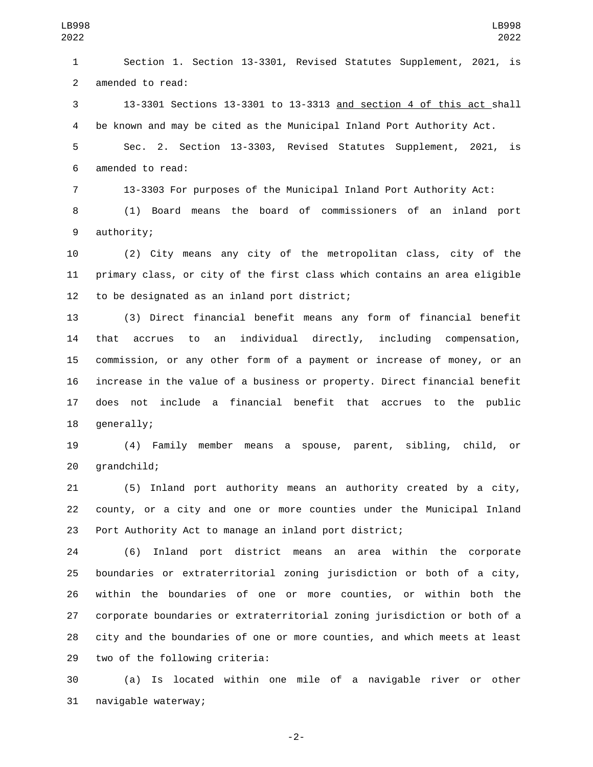Section 1. Section 13-3301, Revised Statutes Supplement, 2021, is amended to read:

13-3301 Sections 13-3301 to 13-3313 <u>and section 4 of this act</u> shall be known and may be cited as the Municipal Inland Port Authority Act.

Sec. 2. Section 13-3303, Revised Statutes Supplement, 2021, is amended to read:

13-3303 For purposes of the Municipal Inland Port Authority Act:

(1) Board means the board of commissioners of an inland port authority;

(2) City means any city of the metropolitan class, city of the primary class, or city of the first class which contains an area eligible to be designated as an inland port district;

(3) Direct financial benefit means any form of financial benefit that accrues to an individual directly, including compensation, commission, or any other form of a payment or increase of money, or an increase in the value of a business or property. Direct financial benefit does not include a financial benefit that accrues to the public generally;

(4) Family member means a spouse, parent, sibling, child, or grandchild;

(5) Inland port authority means an authority created by a city, county, or a city and one or more counties under the Municipal Inland Port Authority Act to manage an inland port district;

(6) Inland port district means an area within the corporate boundaries or extraterritorial zoning jurisdiction or both of a city, within the boundaries of one or more counties, or within both the corporate boundaries or extraterritorial zoning jurisdiction or both of a city and the boundaries of one or more counties, and which meets at least two of the following criteria:

(a) Is located within one mile of a navigable river or other navigable waterway;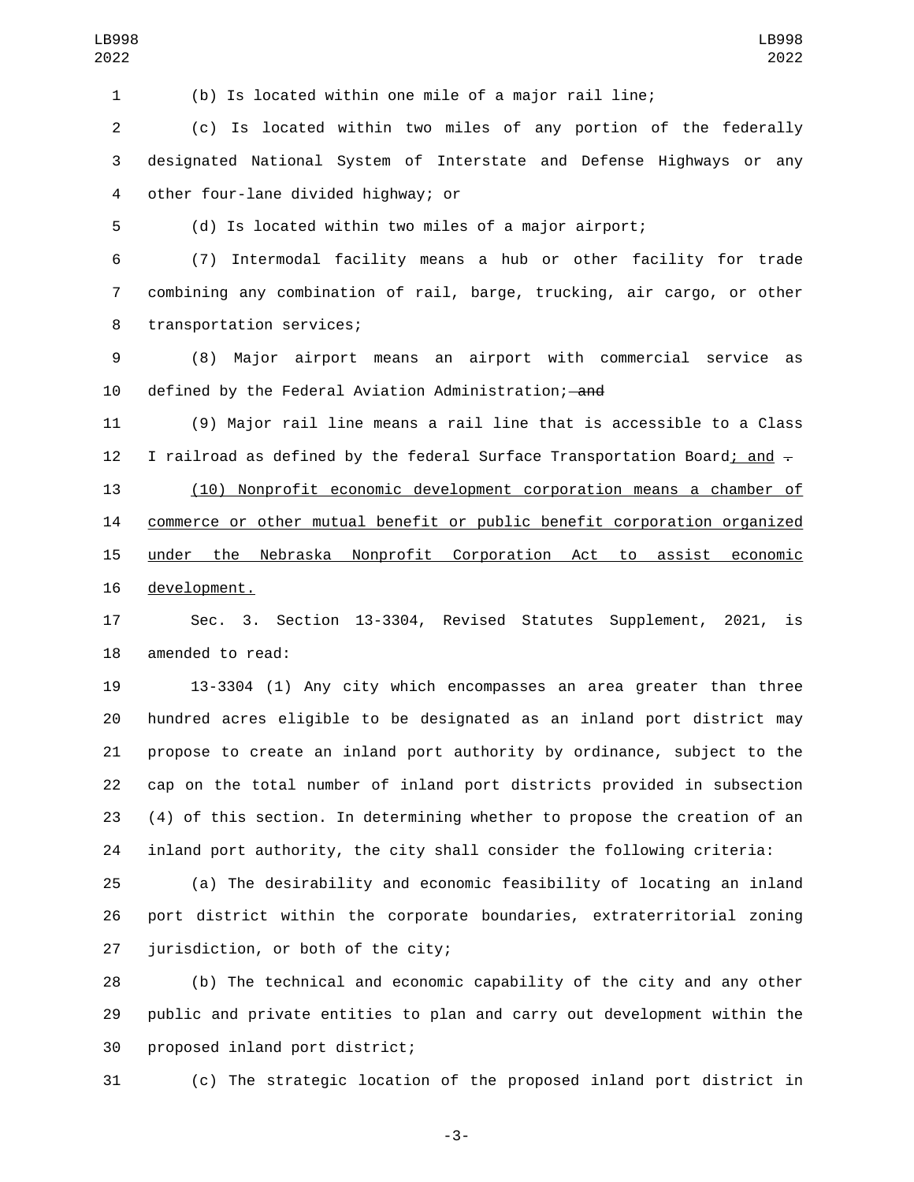(b) Is located within one mile of a major rail line;

(c) Is located within two miles of any portion of the federally designated National System of Interstate and Defense Highways or any other four-lane divided highway; or

(d) Is located within two miles of a major airport;

(7) Intermodal facility means a hub or other facility for trade combining any combination of rail, barge, trucking, air cargo, or other transportation services;

(8) Major airport means an airport with commercial service as defined by the Federal Aviation Administration; ~~and~~

(9) Major rail line means a rail line that is accessible to a Class I railroad as defined by the federal Surface Transportation Board; and ~~.~~

(10) Nonprofit economic development corporation means a chamber of commerce or other mutual benefit or public benefit corporation organized under the Nebraska Nonprofit Corporation Act to assist economic development.

Sec. 3. Section 13-3304, Revised Statutes Supplement, 2021, is amended to read:

13-3304 (1) Any city which encompasses an area greater than three hundred acres eligible to be designated as an inland port district may propose to create an inland port authority by ordinance, subject to the cap on the total number of inland port districts provided in subsection (4) of this section. In determining whether to propose the creation of an inland port authority, the city shall consider the following criteria:

(a) The desirability and economic feasibility of locating an inland port district within the corporate boundaries, extraterritorial zoning jurisdiction, or both of the city;

(b) The technical and economic capability of the city and any other public and private entities to plan and carry out development within the proposed inland port district;

(c) The strategic location of the proposed inland port district in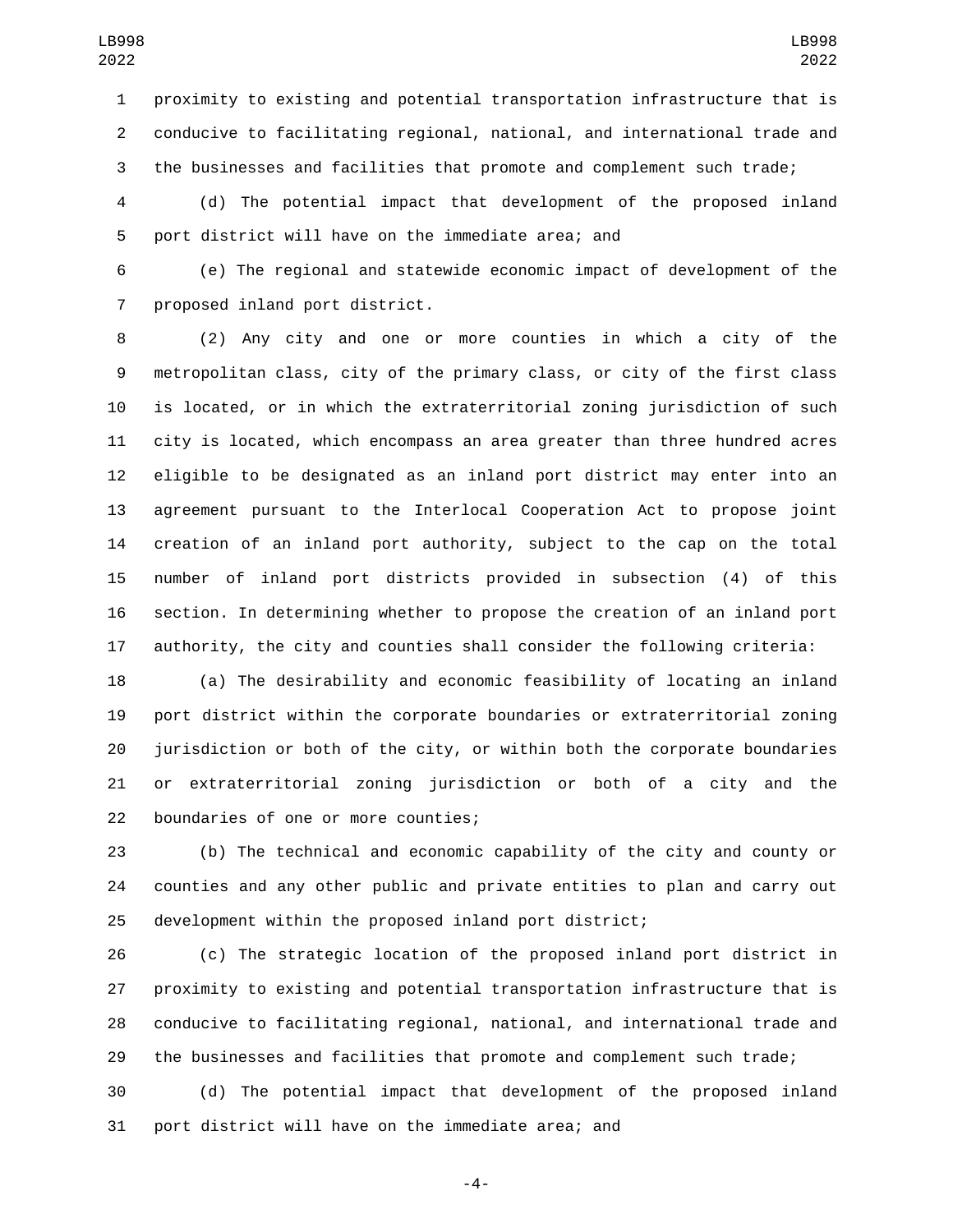proximity to existing and potential transportation infrastructure that is conducive to facilitating regional, national, and international trade and the businesses and facilities that promote and complement such trade;

(d) The potential impact that development of the proposed inland port district will have on the immediate area; and

(e) The regional and statewide economic impact of development of the proposed inland port district.

(2) Any city and one or more counties in which a city of the metropolitan class, city of the primary class, or city of the first class is located, or in which the extraterritorial zoning jurisdiction of such city is located, which encompass an area greater than three hundred acres eligible to be designated as an inland port district may enter into an agreement pursuant to the Interlocal Cooperation Act to propose joint creation of an inland port authority, subject to the cap on the total number of inland port districts provided in subsection (4) of this section. In determining whether to propose the creation of an inland port authority, the city and counties shall consider the following criteria:

(a) The desirability and economic feasibility of locating an inland port district within the corporate boundaries or extraterritorial zoning jurisdiction or both of the city, or within both the corporate boundaries or extraterritorial zoning jurisdiction or both of a city and the boundaries of one or more counties;

(b) The technical and economic capability of the city and county or counties and any other public and private entities to plan and carry out development within the proposed inland port district;

(c) The strategic location of the proposed inland port district in proximity to existing and potential transportation infrastructure that is conducive to facilitating regional, national, and international trade and the businesses and facilities that promote and complement such trade;

(d) The potential impact that development of the proposed inland port district will have on the immediate area; and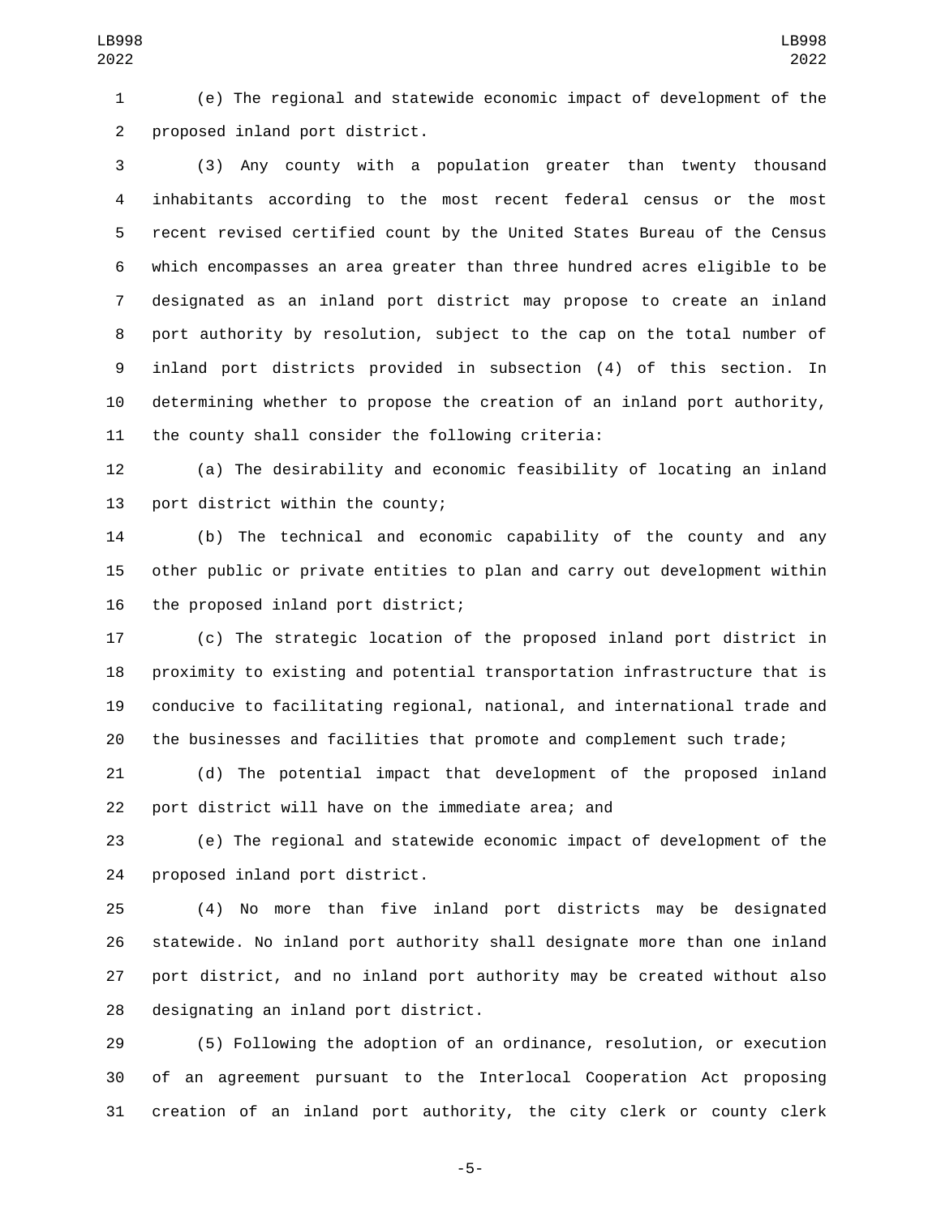(e) The regional and statewide economic impact of development of the proposed inland port district.

(3) Any county with a population greater than twenty thousand inhabitants according to the most recent federal census or the most recent revised certified count by the United States Bureau of the Census which encompasses an area greater than three hundred acres eligible to be designated as an inland port district may propose to create an inland port authority by resolution, subject to the cap on the total number of inland port districts provided in subsection (4) of this section. In determining whether to propose the creation of an inland port authority, the county shall consider the following criteria:

(a) The desirability and economic feasibility of locating an inland port district within the county;

(b) The technical and economic capability of the county and any other public or private entities to plan and carry out development within the proposed inland port district;

(c) The strategic location of the proposed inland port district in proximity to existing and potential transportation infrastructure that is conducive to facilitating regional, national, and international trade and the businesses and facilities that promote and complement such trade;

(d) The potential impact that development of the proposed inland port district will have on the immediate area; and

(e) The regional and statewide economic impact of development of the proposed inland port district.

(4) No more than five inland port districts may be designated statewide. No inland port authority shall designate more than one inland port district, and no inland port authority may be created without also designating an inland port district.

(5) Following the adoption of an ordinance, resolution, or execution of an agreement pursuant to the Interlocal Cooperation Act proposing creation of an inland port authority, the city clerk or county clerk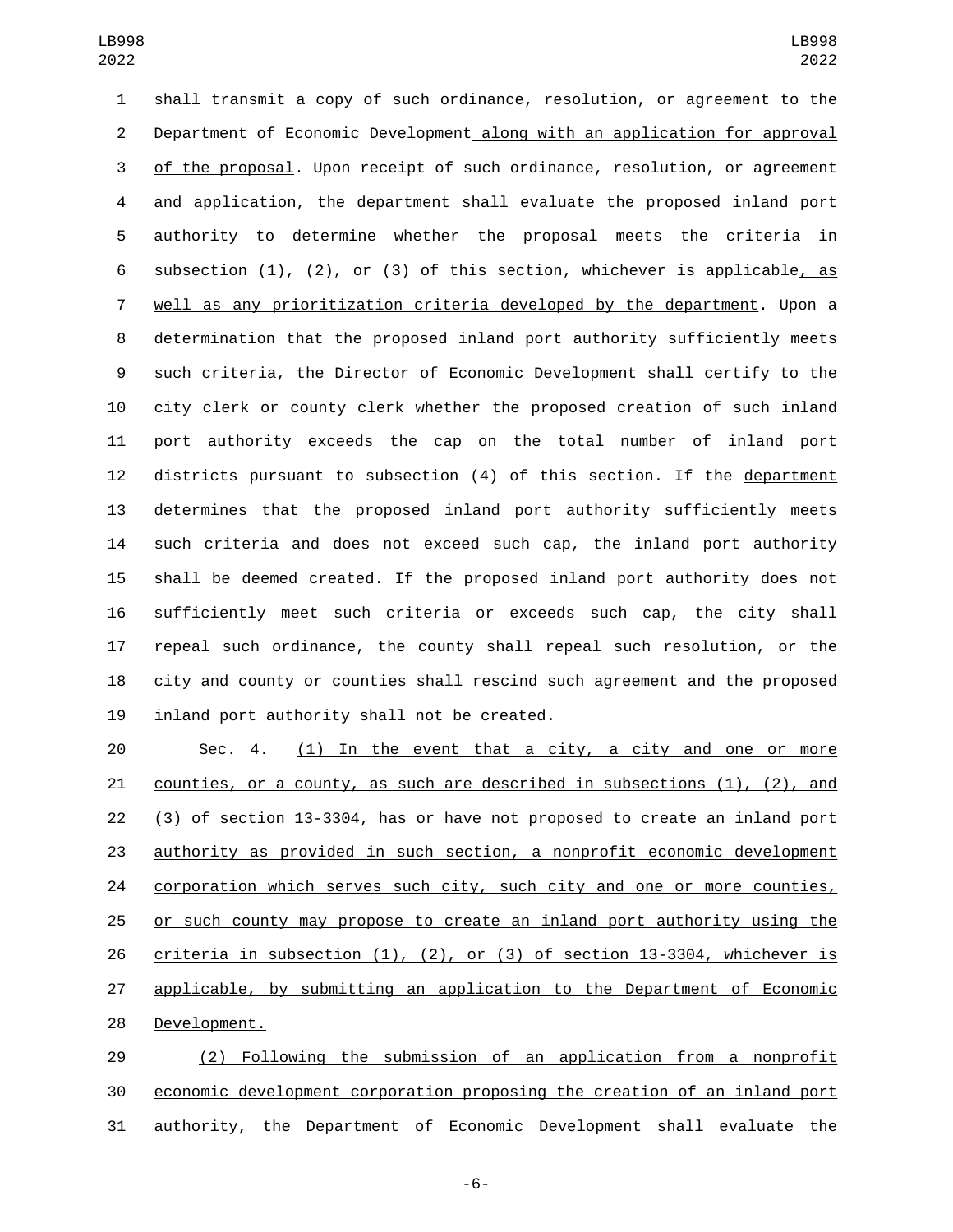shall transmit a copy of such ordinance, resolution, or agreement to the Department of Economic Development along with an application for approval of the proposal. Upon receipt of such ordinance, resolution, or agreement and application, the department shall evaluate the proposed inland port authority to determine whether the proposal meets the criteria in subsection (1), (2), or (3) of this section, whichever is applicable, as well as any prioritization criteria developed by the department. Upon a determination that the proposed inland port authority sufficiently meets such criteria, the Director of Economic Development shall certify to the city clerk or county clerk whether the proposed creation of such inland port authority exceeds the cap on the total number of inland port districts pursuant to subsection (4) of this section. If the department determines that the proposed inland port authority sufficiently meets such criteria and does not exceed such cap, the inland port authority shall be deemed created. If the proposed inland port authority does not sufficiently meet such criteria or exceeds such cap, the city shall repeal such ordinance, the county shall repeal such resolution, or the city and county or counties shall rescind such agreement and the proposed inland port authority shall not be created.

Sec. 4. (1) In the event that a city, a city and one or more counties, or a county, as such are described in subsections (1), (2), and (3) of section 13-3304, has or have not proposed to create an inland port authority as provided in such section, a nonprofit economic development corporation which serves such city, such city and one or more counties, or such county may propose to create an inland port authority using the criteria in subsection (1), (2), or (3) of section 13-3304, whichever is applicable, by submitting an application to the Department of Economic Development.

(2) Following the submission of an application from a nonprofit economic development corporation proposing the creation of an inland port authority, the Department of Economic Development shall evaluate the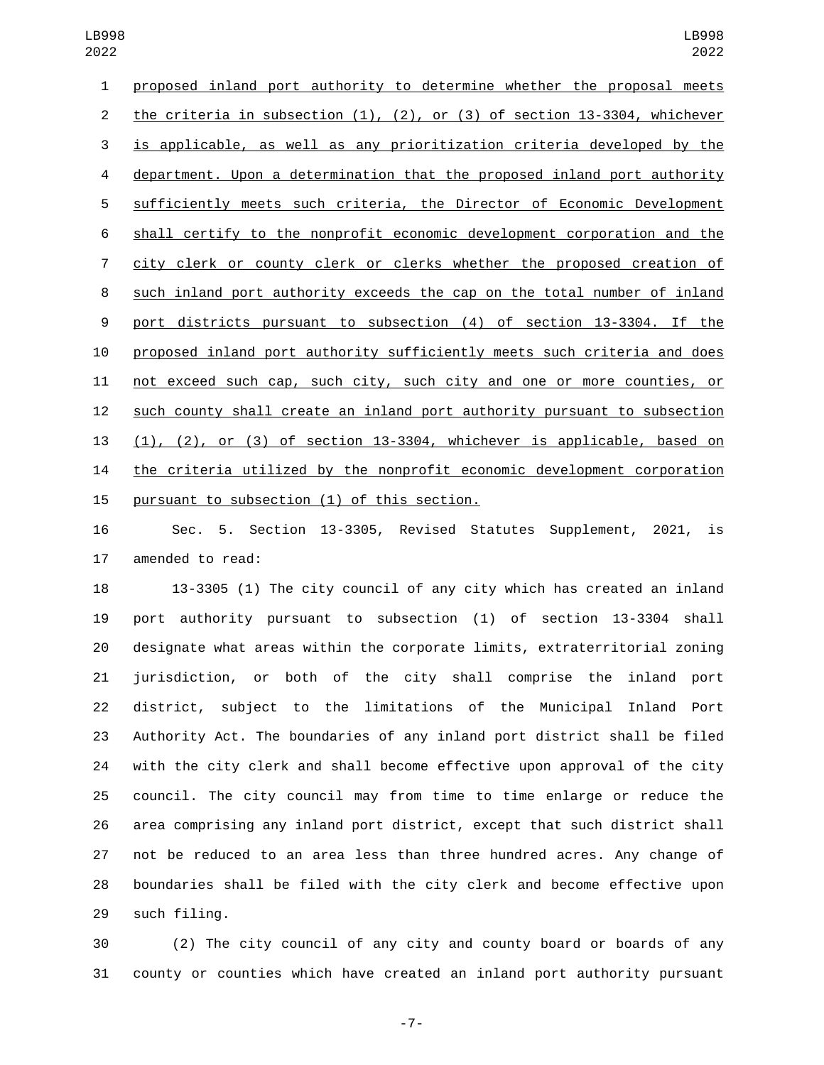proposed inland port authority to determine whether the proposal meets the criteria in subsection (1), (2), or (3) of section 13-3304, whichever is applicable, as well as any prioritization criteria developed by the department. Upon a determination that the proposed inland port authority sufficiently meets such criteria, the Director of Economic Development shall certify to the nonprofit economic development corporation and the city clerk or county clerk or clerks whether the proposed creation of such inland port authority exceeds the cap on the total number of inland port districts pursuant to subsection (4) of section 13-3304. If the proposed inland port authority sufficiently meets such criteria and does not exceed such cap, such city, such city and one or more counties, or such county shall create an inland port authority pursuant to subsection (1), (2), or (3) of section 13-3304, whichever is applicable, based on the criteria utilized by the nonprofit economic development corporation pursuant to subsection (1) of this section.

Sec. 5. Section 13-3305, Revised Statutes Supplement, 2021, is amended to read:

13-3305 (1) The city council of any city which has created an inland port authority pursuant to subsection (1) of section 13-3304 shall designate what areas within the corporate limits, extraterritorial zoning jurisdiction, or both of the city shall comprise the inland port district, subject to the limitations of the Municipal Inland Port Authority Act. The boundaries of any inland port district shall be filed with the city clerk and shall become effective upon approval of the city council. The city council may from time to time enlarge or reduce the area comprising any inland port district, except that such district shall not be reduced to an area less than three hundred acres. Any change of boundaries shall be filed with the city clerk and become effective upon such filing.

(2) The city council of any city and county board or boards of any county or counties which have created an inland port authority pursuant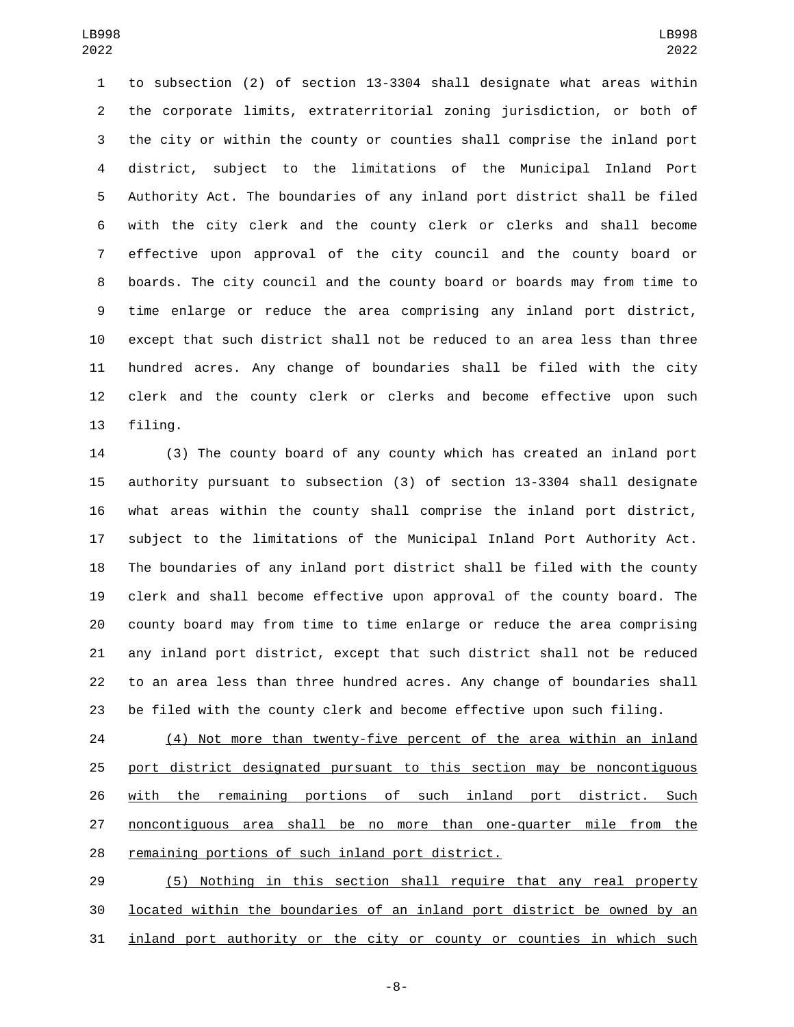to subsection (2) of section 13-3304 shall designate what areas within the corporate limits, extraterritorial zoning jurisdiction, or both of the city or within the county or counties shall comprise the inland port district, subject to the limitations of the Municipal Inland Port Authority Act. The boundaries of any inland port district shall be filed with the city clerk and the county clerk or clerks and shall become effective upon approval of the city council and the county board or boards. The city council and the county board or boards may from time to time enlarge or reduce the area comprising any inland port district, except that such district shall not be reduced to an area less than three hundred acres. Any change of boundaries shall be filed with the city clerk and the county clerk or clerks and become effective upon such filing.

(3) The county board of any county which has created an inland port authority pursuant to subsection (3) of section 13-3304 shall designate what areas within the county shall comprise the inland port district, subject to the limitations of the Municipal Inland Port Authority Act. The boundaries of any inland port district shall be filed with the county clerk and shall become effective upon approval of the county board. The county board may from time to time enlarge or reduce the area comprising any inland port district, except that such district shall not be reduced to an area less than three hundred acres. Any change of boundaries shall be filed with the county clerk and become effective upon such filing.

<u>(4) Not more than twenty-five percent of the area within an inland port district designated pursuant to this section may be noncontiguous with the remaining portions of such inland port district. Such noncontiguous area shall be no more than one-quarter mile from the remaining portions of such inland port district.</u>

<u>(5) Nothing in this section shall require that any real property located within the boundaries of an inland port district be owned by an inland port authority or the city or county or counties in which such</u>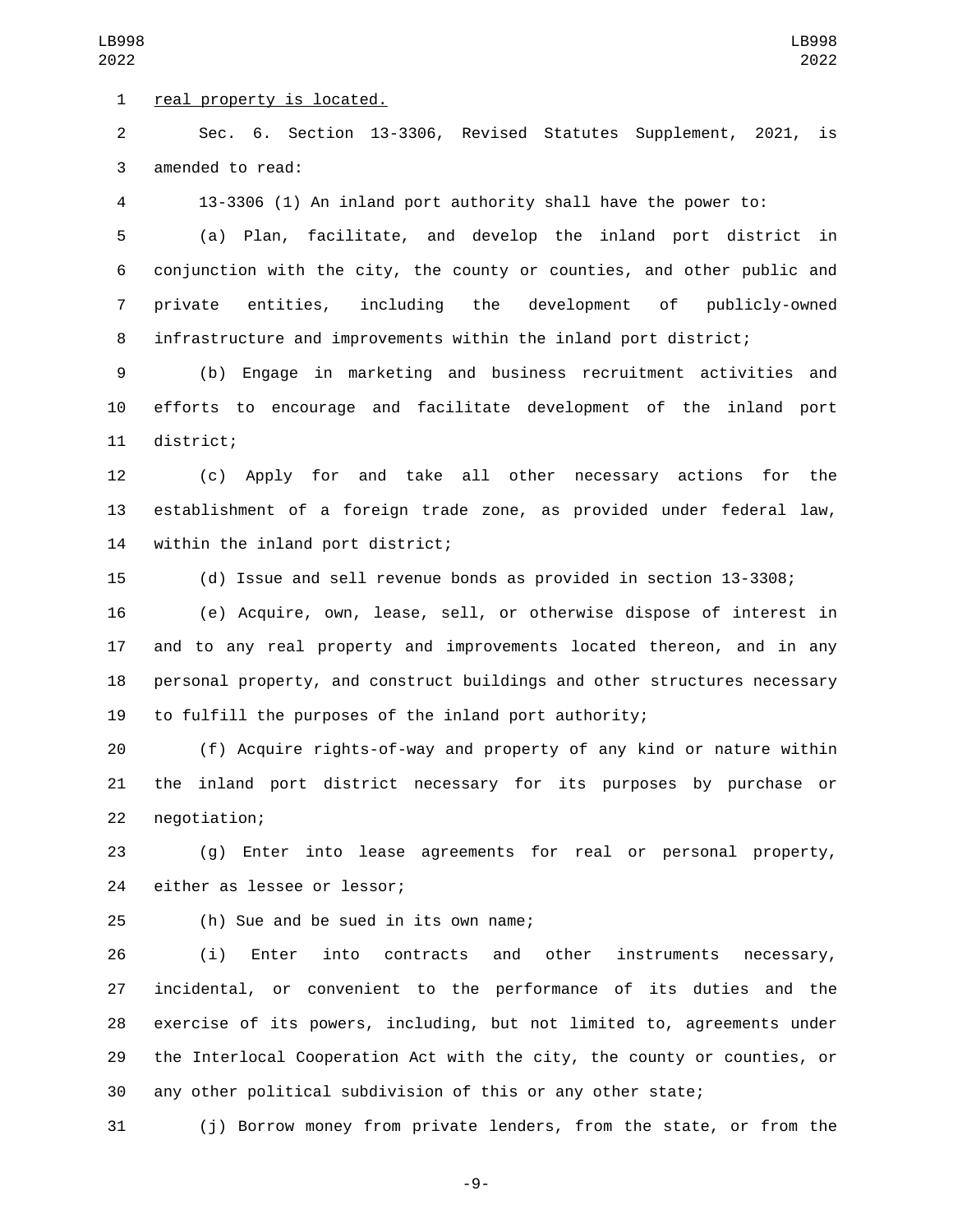real property is located.

Sec. 6. Section 13-3306, Revised Statutes Supplement, 2021, is amended to read:

13-3306 (1) An inland port authority shall have the power to:

(a) Plan, facilitate, and develop the inland port district in conjunction with the city, the county or counties, and other public and private entities, including the development of publicly-owned infrastructure and improvements within the inland port district;

(b) Engage in marketing and business recruitment activities and efforts to encourage and facilitate development of the inland port district;

(c) Apply for and take all other necessary actions for the establishment of a foreign trade zone, as provided under federal law, within the inland port district;

(d) Issue and sell revenue bonds as provided in section 13-3308;

(e) Acquire, own, lease, sell, or otherwise dispose of interest in and to any real property and improvements located thereon, and in any personal property, and construct buildings and other structures necessary to fulfill the purposes of the inland port authority;

(f) Acquire rights-of-way and property of any kind or nature within the inland port district necessary for its purposes by purchase or negotiation;

(g) Enter into lease agreements for real or personal property, either as lessee or lessor;

(h) Sue and be sued in its own name;

(i) Enter into contracts and other instruments necessary, incidental, or convenient to the performance of its duties and the exercise of its powers, including, but not limited to, agreements under the Interlocal Cooperation Act with the city, the county or counties, or any other political subdivision of this or any other state;

(j) Borrow money from private lenders, from the state, or from the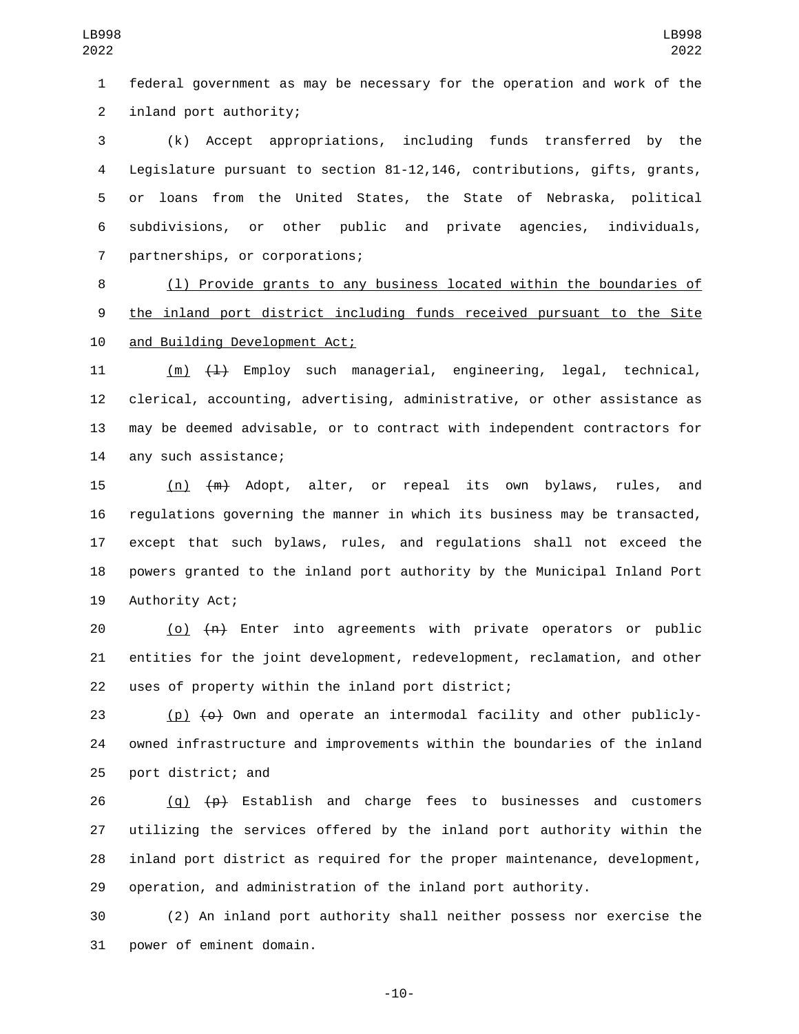federal government as may be necessary for the operation and work of the inland port authority;

(k) Accept appropriations, including funds transferred by the Legislature pursuant to section 81-12,146, contributions, gifts, grants, or loans from the United States, the State of Nebraska, political subdivisions, or other public and private agencies, individuals, partnerships, or corporations;

<u>(l) Provide grants to any business located within the boundaries of the inland port district including funds received pursuant to the Site and Building Development Act;</u>

<u>(m)</u> ~~(l)~~ Employ such managerial, engineering, legal, technical, clerical, accounting, advertising, administrative, or other assistance as may be deemed advisable, or to contract with independent contractors for any such assistance;

<u>(n)</u> ~~(m)~~ Adopt, alter, or repeal its own bylaws, rules, and regulations governing the manner in which its business may be transacted, except that such bylaws, rules, and regulations shall not exceed the powers granted to the inland port authority by the Municipal Inland Port Authority Act;

<u>(o)</u> ~~(n)~~ Enter into agreements with private operators or public entities for the joint development, redevelopment, reclamation, and other uses of property within the inland port district;

<u>(p)</u> ~~(o)~~ Own and operate an intermodal facility and other publicly-owned infrastructure and improvements within the boundaries of the inland port district; and

<u>(q)</u> ~~(p)~~ Establish and charge fees to businesses and customers utilizing the services offered by the inland port authority within the inland port district as required for the proper maintenance, development, operation, and administration of the inland port authority.

(2) An inland port authority shall neither possess nor exercise the power of eminent domain.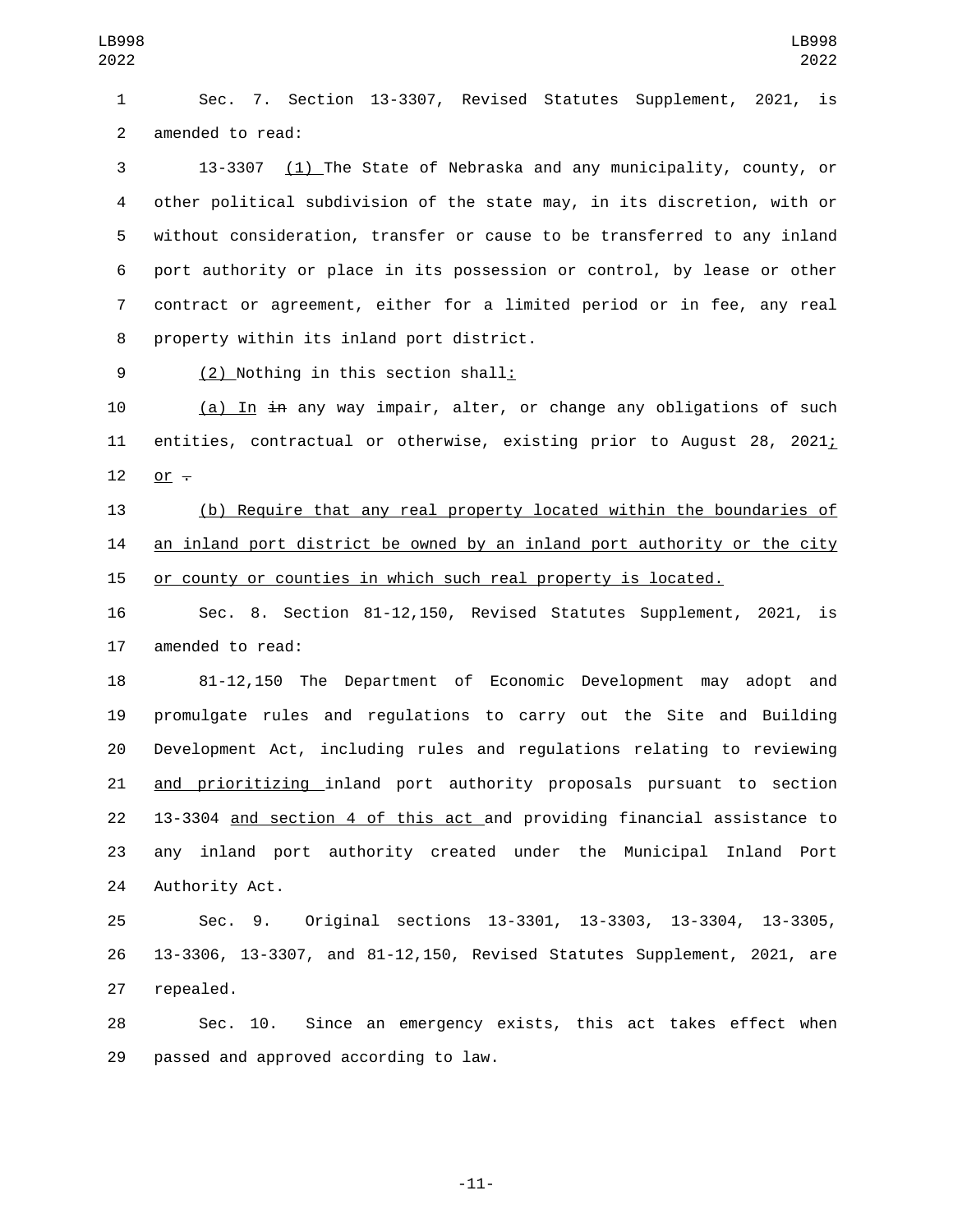Sec. 7. Section 13-3307, Revised Statutes Supplement, 2021, is amended to read:

13-3307 (1) The State of Nebraska and any municipality, county, or other political subdivision of the state may, in its discretion, with or without consideration, transfer or cause to be transferred to any inland port authority or place in its possession or control, by lease or other contract or agreement, either for a limited period or in fee, any real property within its inland port district.

(2) Nothing in this section shall:

(a) In ~~in~~ any way impair, alter, or change any obligations of such entities, contractual or otherwise, existing prior to August 28, 2021; or ~~.~~

(b) Require that any real property located within the boundaries of an inland port district be owned by an inland port authority or the city or county or counties in which such real property is located.

Sec. 8. Section 81-12,150, Revised Statutes Supplement, 2021, is amended to read:

81-12,150 The Department of Economic Development may adopt and promulgate rules and regulations to carry out the Site and Building Development Act, including rules and regulations relating to reviewing and prioritizing inland port authority proposals pursuant to section 13-3304 and section 4 of this act and providing financial assistance to any inland port authority created under the Municipal Inland Port Authority Act.

Sec. 9. Original sections 13-3301, 13-3303, 13-3304, 13-3305, 13-3306, 13-3307, and 81-12,150, Revised Statutes Supplement, 2021, are repealed.

Sec. 10. Since an emergency exists, this act takes effect when passed and approved according to law.